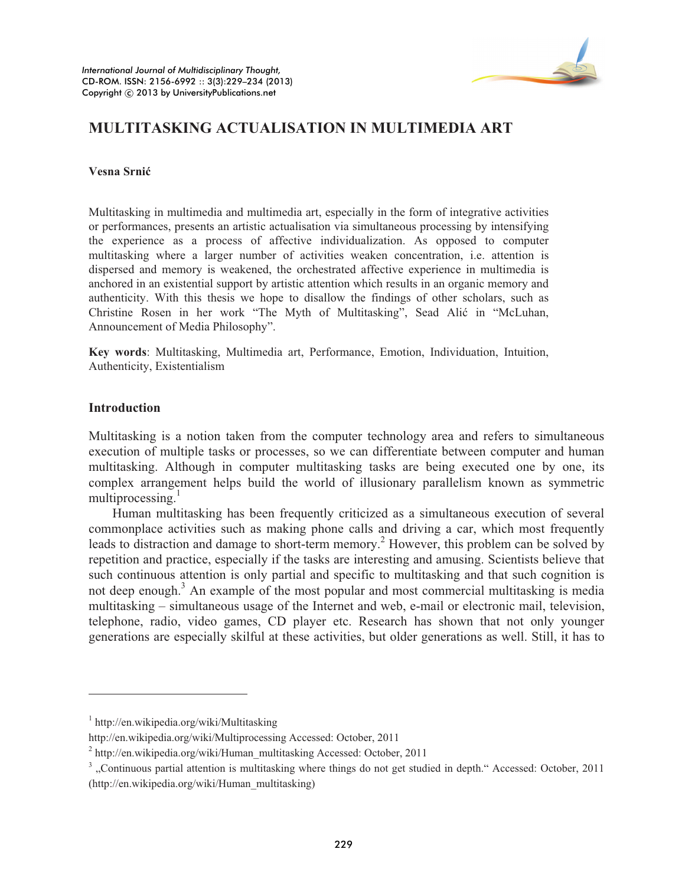# MULTITASKING ACTUALISATION IN MULTIMEDIA ART

**Vesna Srnić**

Multitasking in multimedia and multimedia art, especially in the form of integrative activities or performances, presents an artistic actualisation via simultaneous processing by intensifying the experience as a process of affective individualization. As opposed to computer multitasking where a larger number of activities weaken concentration, i.e. attention is dispersed and memory is weakened, the orchestrated affective experience in multimedia is anchored in an existential support by artistic attention which results in an organic memory and authenticity. With this thesis we hope to disallow the findings of other scholars, such as Christine Rosen in her work "The Myth of Multitasking", Sead Alić in "McLuhan, Announcement of Media Philosophy".

**Key words**: Multitasking, Multimedia art, Performance, Emotion, Individuation, Intuition, Authenticity, Existentialism

## Introduction

Multitasking is a notion taken from the computer technology area and refers to simultaneous execution of multiple tasks or processes, so we can differentiate between computer and human multitasking. Although in computer multitasking tasks are being executed one by one, its complex arrangement helps build the world of illusionary parallelism known as symmetric multiprocessing.[1]

Human multitasking has been frequently criticized as a simultaneous execution of several commonplace activities such as making phone calls and driving a car, which most frequently leads to distraction and damage to short-term memory.[2] However, this problem can be solved by repetition and practice, especially if the tasks are interesting and amusing. Scientists believe that such continuous attention is only partial and specific to multitasking and that such cognition is not deep enough.[3] An example of the most popular and most commercial multitasking is media multitasking – simultaneous usage of the Internet and web, e-mail or electronic mail, television, telephone, radio, video games, CD player etc. Research has shown that not only younger generations are especially skilful at these activities, but older generations as well. Still, it has to

---

[1] http://en.wikipedia.org/wiki/Multitasking
http://en.wikipedia.org/wiki/Multiprocessing Accessed: October, 2011

[2] http://en.wikipedia.org/wiki/Human_multitasking Accessed: October, 2011

[3] „Continuous partial attention is multitasking where things do not get studied in depth." Accessed: October, 2011 (http://en.wikipedia.org/wiki/Human_multitasking)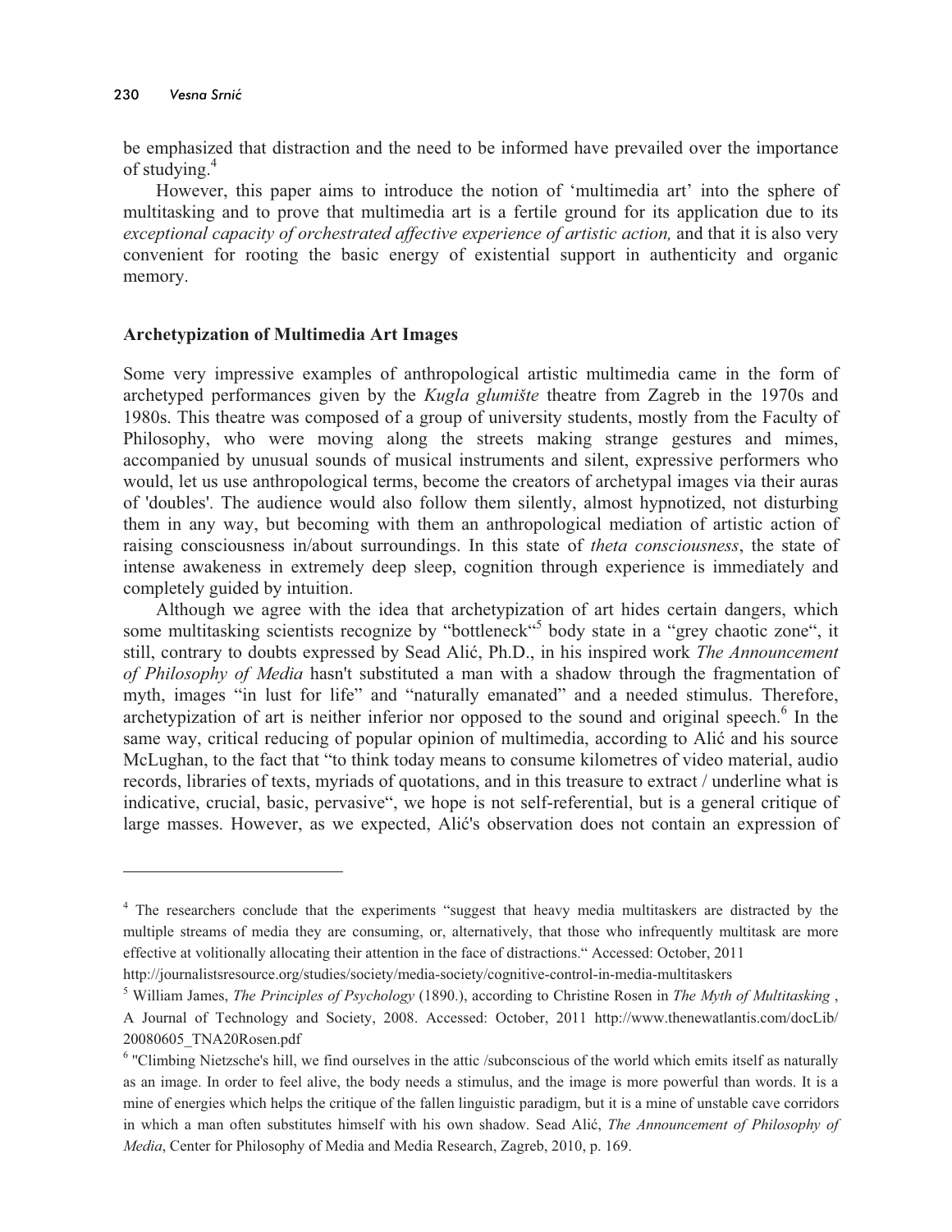be emphasized that distraction and the need to be informed have prevailed over the importance of studying.[4]

However, this paper aims to introduce the notion of 'multimedia art' into the sphere of multitasking and to prove that multimedia art is a fertile ground for its application due to its *exceptional capacity of orchestrated affective experience of artistic action,* and that it is also very convenient for rooting the basic energy of existential support in authenticity and organic memory.

## Archetypization of Multimedia Art Images

Some very impressive examples of anthropological artistic multimedia came in the form of archetyped performances given by the *Kugla glumište* theatre from Zagreb in the 1970s and 1980s. This theatre was composed of a group of university students, mostly from the Faculty of Philosophy, who were moving along the streets making strange gestures and mimes, accompanied by unusual sounds of musical instruments and silent, expressive performers who would, let us use anthropological terms, become the creators of archetypal images via their auras of 'doubles'. The audience would also follow them silently, almost hypnotized, not disturbing them in any way, but becoming with them an anthropological mediation of artistic action of raising consciousness in/about surroundings. In this state of *theta consciousness*, the state of intense awakeness in extremely deep sleep, cognition through experience is immediately and completely guided by intuition.

Although we agree with the idea that archetypization of art hides certain dangers, which some multitasking scientists recognize by "bottleneck"[5] body state in a "grey chaotic zone", it still, contrary to doubts expressed by Sead Alić, Ph.D., in his inspired work *The Announcement of Philosophy of Media* hasn't substituted a man with a shadow through the fragmentation of myth, images "in lust for life" and "naturally emanated" and a needed stimulus. Therefore, archetypization of art is neither inferior nor opposed to the sound and original speech.[6] In the same way, critical reducing of popular opinion of multimedia, according to Alić and his source McLughan, to the fact that "to think today means to consume kilometres of video material, audio records, libraries of texts, myriads of quotations, and in this treasure to extract / underline what is indicative, crucial, basic, pervasive", we hope is not self-referential, but is a general critique of large masses. However, as we expected, Alić's observation does not contain an expression of

---

[4] The researchers conclude that the experiments "suggest that heavy media multitaskers are distracted by the multiple streams of media they are consuming, or, alternatively, that those who infrequently multitask are more effective at volitionally allocating their attention in the face of distractions." Accessed: October, 2011 http://journalistsresource.org/studies/society/media-society/cognitive-control-in-media-multitaskers

[5] William James, *The Principles of Psychology* (1890.), according to Christine Rosen in *The Myth of Multitasking* , A Journal of Technology and Society, 2008. Accessed: October, 2011 http://www.thenewatlantis.com/docLib/20080605_TNA20Rosen.pdf

[6] "Climbing Nietzsche's hill, we find ourselves in the attic /subconscious of the world which emits itself as naturally as an image. In order to feel alive, the body needs a stimulus, and the image is more powerful than words. It is a mine of energies which helps the critique of the fallen linguistic paradigm, but it is a mine of unstable cave corridors in which a man often substitutes himself with his own shadow. Sead Alić, *The Announcement of Philosophy of Media*, Center for Philosophy of Media and Media Research, Zagreb, 2010, p. 169.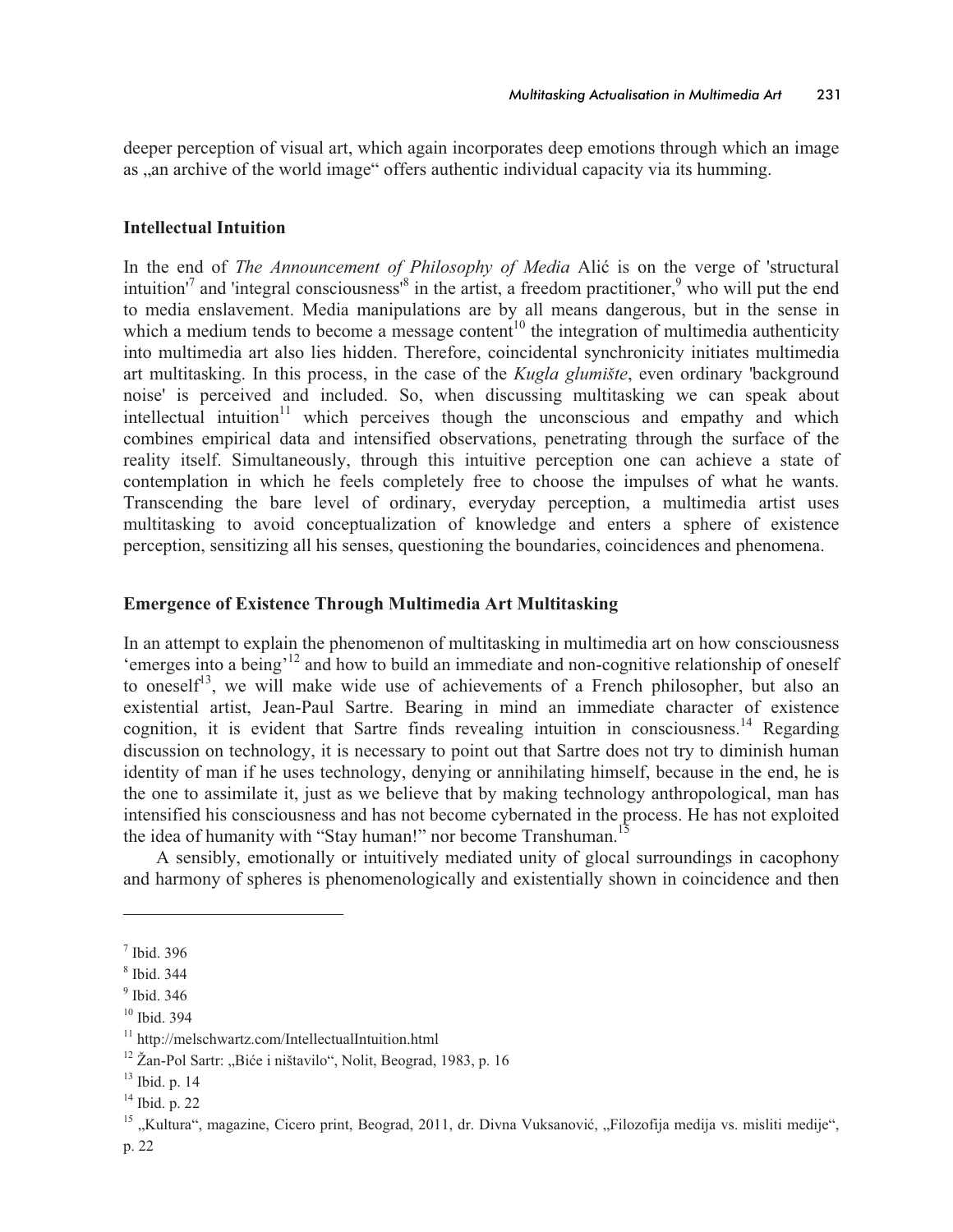deeper perception of visual art, which again incorporates deep emotions through which an image as „an archive of the world image" offers authentic individual capacity via its humming.

## Intellectual Intuition

In the end of *The Announcement of Philosophy of Media* Alić is on the verge of 'structural intuition'[7] and 'integral consciousness'[8] in the artist, a freedom practitioner,[9] who will put the end to media enslavement. Media manipulations are by all means dangerous, but in the sense in which a medium tends to become a message content[10] the integration of multimedia authenticity into multimedia art also lies hidden. Therefore, coincidental synchronicity initiates multimedia art multitasking. In this process, in the case of the *Kugla glumište*, even ordinary 'background noise' is perceived and included. So, when discussing multitasking we can speak about intellectual intuition[11] which perceives though the unconscious and empathy and which combines empirical data and intensified observations, penetrating through the surface of the reality itself. Simultaneously, through this intuitive perception one can achieve a state of contemplation in which he feels completely free to choose the impulses of what he wants. Transcending the bare level of ordinary, everyday perception, a multimedia artist uses multitasking to avoid conceptualization of knowledge and enters a sphere of existence perception, sensitizing all his senses, questioning the boundaries, coincidences and phenomena.

## Emergence of Existence Through Multimedia Art Multitasking

In an attempt to explain the phenomenon of multitasking in multimedia art on how consciousness 'emerges into a being'[12] and how to build an immediate and non-cognitive relationship of oneself to oneself[13], we will make wide use of achievements of a French philosopher, but also an existential artist, Jean-Paul Sartre. Bearing in mind an immediate character of existence cognition, it is evident that Sartre finds revealing intuition in consciousness.[14] Regarding discussion on technology, it is necessary to point out that Sartre does not try to diminish human identity of man if he uses technology, denying or annihilating himself, because in the end, he is the one to assimilate it, just as we believe that by making technology anthropological, man has intensified his consciousness and has not become cybernated in the process. He has not exploited the idea of humanity with "Stay human!" nor become Transhuman.[15]

A sensibly, emotionally or intuitively mediated unity of glocal surroundings in cacophony and harmony of spheres is phenomenologically and existentially shown in coincidence and then

---

[7] Ibid. 396

[8] Ibid. 344

[9] Ibid. 346

[10] Ibid. 394

[11] http://melschwartz.com/IntellectualIntuition.html

[12] Žan-Pol Sartr: „Biće i ništavilo", Nolit, Beograd, 1983, p. 16

[13] Ibid. p. 14

[14] Ibid. p. 22

[15] „Kultura", magazine, Cicero print, Beograd, 2011, dr. Divna Vuksanović, „Filozofija medija vs. misliti medije", p. 22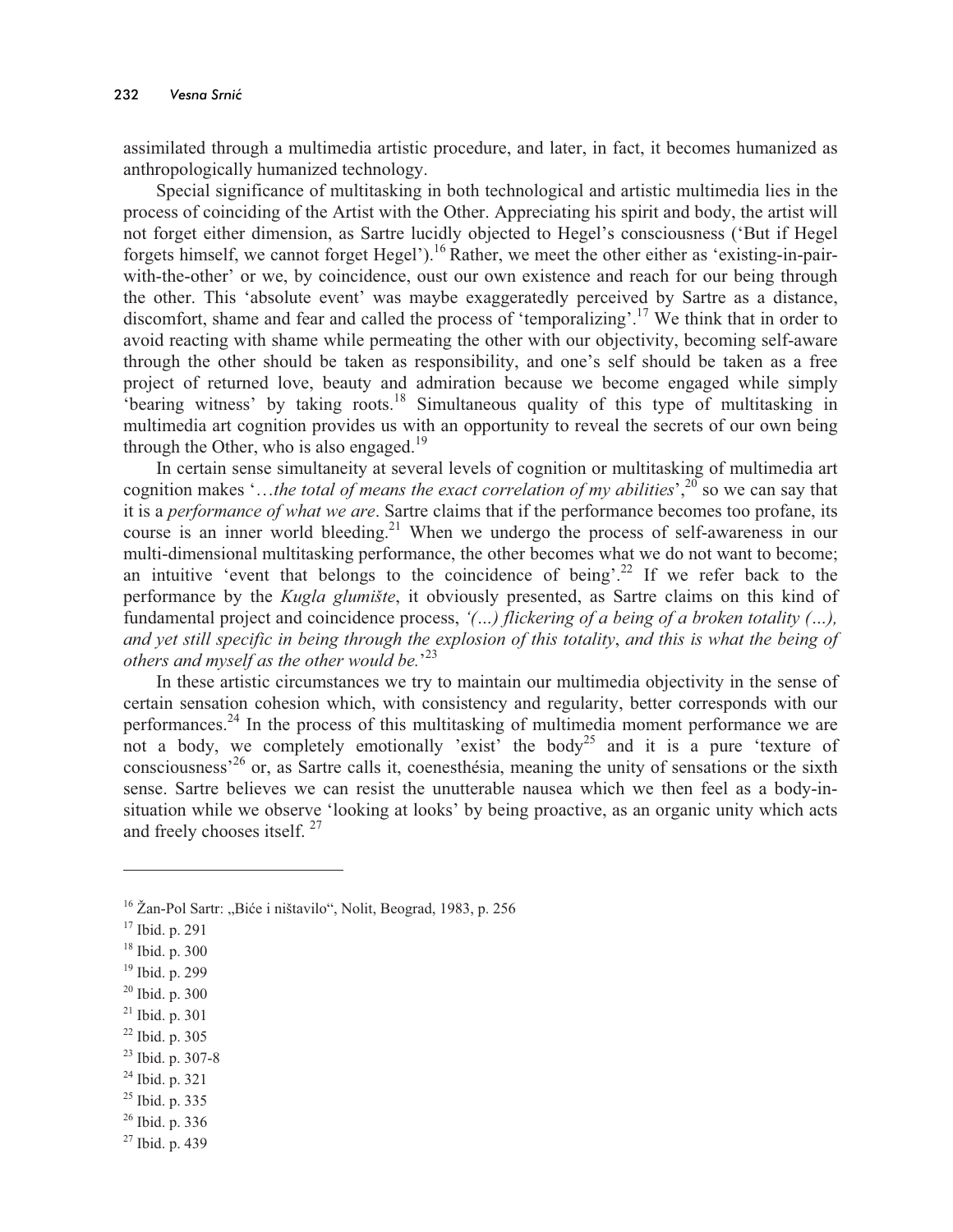assimilated through a multimedia artistic procedure, and later, in fact, it becomes humanized as anthropologically humanized technology.

Special significance of multitasking in both technological and artistic multimedia lies in the process of coinciding of the Artist with the Other. Appreciating his spirit and body, the artist will not forget either dimension, as Sartre lucidly objected to Hegel's consciousness ('But if Hegel forgets himself, we cannot forget Hegel').[16] Rather, we meet the other either as 'existing-in-pair-with-the-other' or we, by coincidence, oust our own existence and reach for our being through the other. This 'absolute event' was maybe exaggeratedly perceived by Sartre as a distance, discomfort, shame and fear and called the process of 'temporalizing'.[17] We think that in order to avoid reacting with shame while permeating the other with our objectivity, becoming self-aware through the other should be taken as responsibility, and one's self should be taken as a free project of returned love, beauty and admiration because we become engaged while simply 'bearing witness' by taking roots.[18] Simultaneous quality of this type of multitasking in multimedia art cognition provides us with an opportunity to reveal the secrets of our own being through the Other, who is also engaged.[19]

In certain sense simultaneity at several levels of cognition or multitasking of multimedia art cognition makes '…*the total of means the exact correlation of my abilities*',[20] so we can say that it is a *performance of what we are*. Sartre claims that if the performance becomes too profane, its course is an inner world bleeding.[21] When we undergo the process of self-awareness in our multi-dimensional multitasking performance, the other becomes what we do not want to become; an intuitive 'event that belongs to the coincidence of being'.[22] If we refer back to the performance by the *Kugla glumište*, it obviously presented, as Sartre claims on this kind of fundamental project and coincidence process, *'(…) flickering of a being of a broken totality (…), and yet still specific in being through the explosion of this totality, and this is what the being of others and myself as the other would be.*'[23]

In these artistic circumstances we try to maintain our multimedia objectivity in the sense of certain sensation cohesion which, with consistency and regularity, better corresponds with our performances.[24] In the process of this multitasking of multimedia moment performance we are not a body, we completely emotionally 'exist' the body[25] and it is a pure 'texture of consciousness'[26] or, as Sartre calls it, coenesthésia, meaning the unity of sensations or the sixth sense. Sartre believes we can resist the unutterable nausea which we then feel as a body-in-situation while we observe 'looking at looks' by being proactive, as an organic unity which acts and freely chooses itself.[27]

---

[16] Žan-Pol Sartr: „Biće i ništavilo", Nolit, Beograd, 1983, p. 256

[17] Ibid. p. 291

[18] Ibid. p. 300

[19] Ibid. p. 299

[20] Ibid. p. 300

[21] Ibid. p. 301

[22] Ibid. p. 305

[23] Ibid. p. 307-8

[24] Ibid. p. 321

[25] Ibid. p. 335

[26] Ibid. p. 336

[27] Ibid. p. 439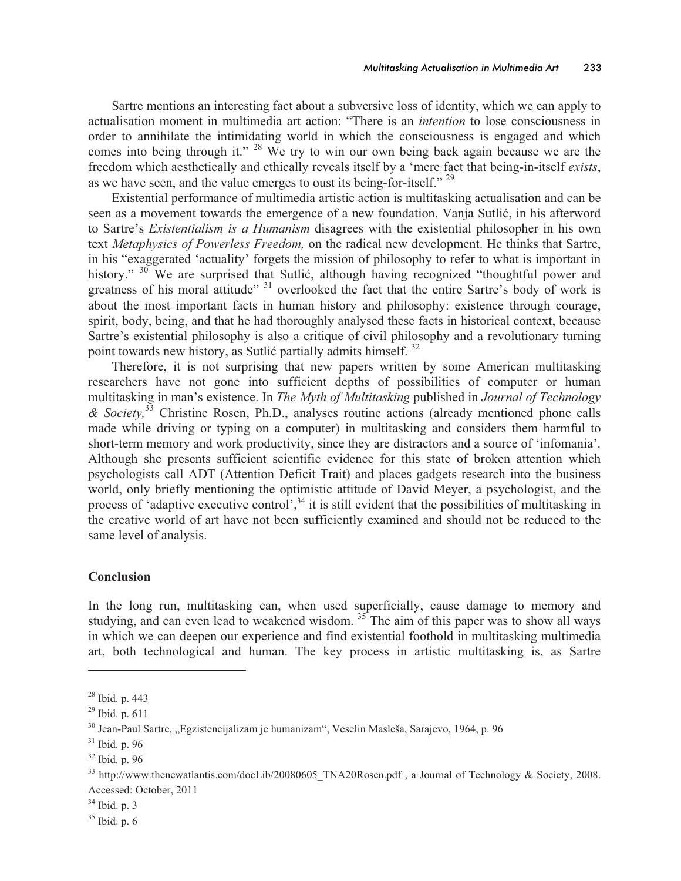Sartre mentions an interesting fact about a subversive loss of identity, which we can apply to actualisation moment in multimedia art action: "There is an *intention* to lose consciousness in order to annihilate the intimidating world in which the consciousness is engaged and which comes into being through it." [28] We try to win our own being back again because we are the freedom which aesthetically and ethically reveals itself by a 'mere fact that being-in-itself *exists*, as we have seen, and the value emerges to oust its being-for-itself." [29]

Existential performance of multimedia artistic action is multitasking actualisation and can be seen as a movement towards the emergence of a new foundation. Vanja Sutlić, in his afterword to Sartre's *Existentialism is a Humanism* disagrees with the existential philosopher in his own text *Metaphysics of Powerless Freedom,* on the radical new development. He thinks that Sartre, in his "exaggerated 'actuality' forgets the mission of philosophy to refer to what is important in history." [30] We are surprised that Sutlić, although having recognized "thoughtful power and greatness of his moral attitude" [31] overlooked the fact that the entire Sartre's body of work is about the most important facts in human history and philosophy: existence through courage, spirit, body, being, and that he had thoroughly analysed these facts in historical context, because Sartre's existential philosophy is also a critique of civil philosophy and a revolutionary turning point towards new history, as Sutlić partially admits himself. [32]

Therefore, it is not surprising that new papers written by some American multitasking researchers have not gone into sufficient depths of possibilities of computer or human multitasking in man's existence. In *The Myth of Multitasking* published in *Journal of Technology & Society,*[33] Christine Rosen, Ph.D., analyses routine actions (already mentioned phone calls made while driving or typing on a computer) in multitasking and considers them harmful to short-term memory and work productivity, since they are distractors and a source of 'infomania'. Although she presents sufficient scientific evidence for this state of broken attention which psychologists call ADT (Attention Deficit Trait) and places gadgets research into the business world, only briefly mentioning the optimistic attitude of David Meyer, a psychologist, and the process of 'adaptive executive control',[34] it is still evident that the possibilities of multitasking in the creative world of art have not been sufficiently examined and should not be reduced to the same level of analysis.

## Conclusion

In the long run, multitasking can, when used superficially, cause damage to memory and studying, and can even lead to weakened wisdom. [35] The aim of this paper was to show all ways in which we can deepen our experience and find existential foothold in multitasking multimedia art, both technological and human. The key process in artistic multitasking is, as Sartre

---

[28] Ibid. p. 443

[29] Ibid. p. 611

[30] Jean-Paul Sartre, „Egzistencijalizam je humanizam", Veselin Masleša, Sarajevo, 1964, p. 96

[31] Ibid. p. 96

[32] Ibid. p. 96

[33] http://www.thenewatlantis.com/docLib/20080605_TNA20Rosen.pdf , a Journal of Technology & Society, 2008. Accessed: October, 2011

[34] Ibid. p. 3

[35] Ibid. p. 6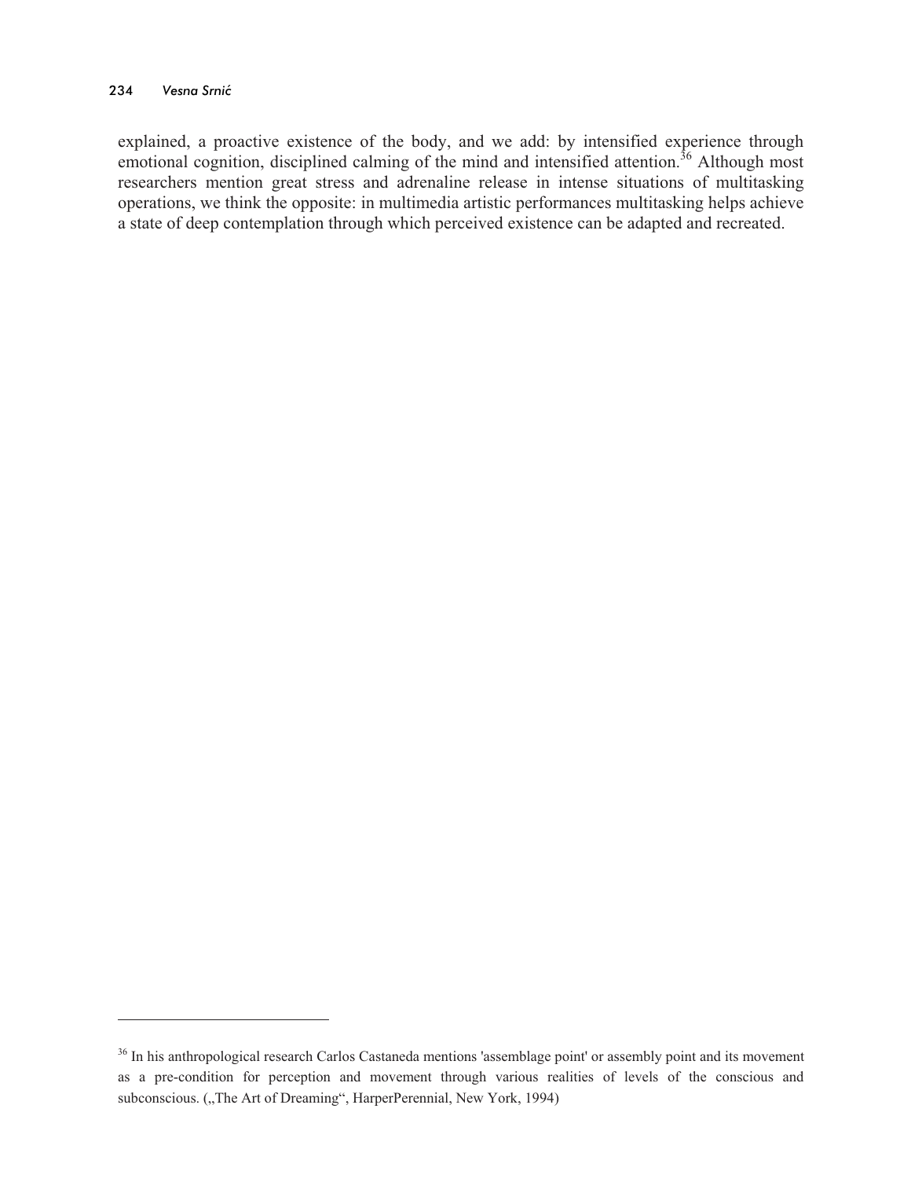explained, a proactive existence of the body, and we add: by intensified experience through emotional cognition, disciplined calming of the mind and intensified attention.[36] Although most researchers mention great stress and adrenaline release in intense situations of multitasking operations, we think the opposite: in multimedia artistic performances multitasking helps achieve a state of deep contemplation through which perceived existence can be adapted and recreated.

---

[36] In his anthropological research Carlos Castaneda mentions 'assemblage point' or assembly point and its movement as a pre-condition for perception and movement through various realities of levels of the conscious and subconscious. („The Art of Dreaming“, HarperPerennial, New York, 1994)